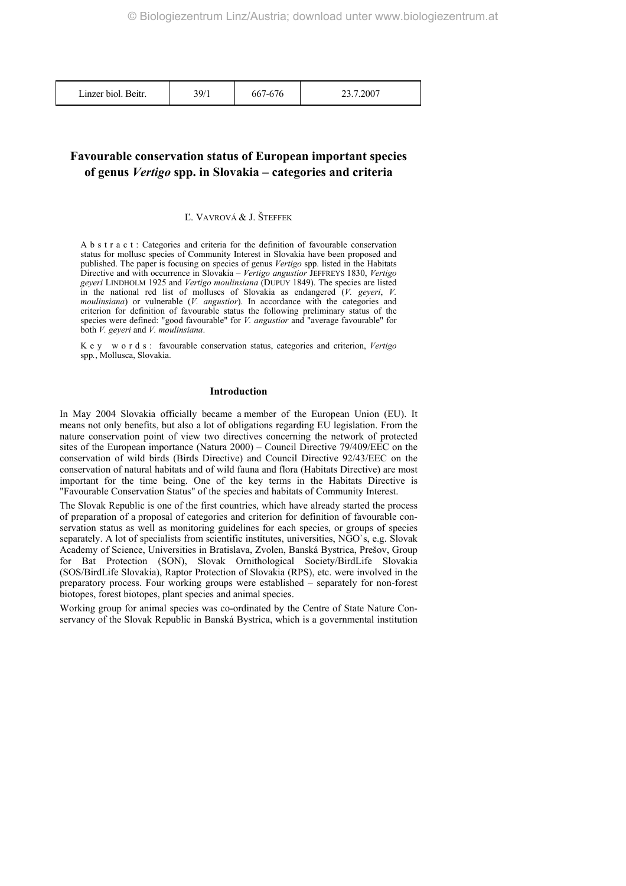# Favourable conservation status of European important species of genus *Vertigo* spp. in Slovakia – categories and criteria

Ľ. VAVROVÁ & J. ŠTEFFEK

A b s t r a c t : Categories and criteria for the definition of favourable conservation status for mollusc species of Community Interest in Slovakia have been proposed and published. The paper is focusing on species of genus *Vertigo* spp. listed in the Habitats Directive and with occurrence in Slovakia – *Vertigo angustior* JEFFREYS 1830, *Vertigo geyeri* LINDHOLM 1925 and *Vertigo moulinsiana* (DUPUY 1849). The species are listed in the national red list of molluscs of Slovakia as endangered (*V. geyeri*, *V. moulinsiana*) or vulnerable (*V. angustior*). In accordance with the categories and criterion for definition of favourable status the following preliminary status of the species were defined: "good favourable" for *V. angustior* and "average favourable" for both *V. geyeri* and *V. moulinsiana*.

K e y w o r d s : favourable conservation status, categories and criterion, *Vertigo* spp., Mollusca, Slovakia.

## Introduction

In May 2004 Slovakia officially became a member of the European Union (EU). It means not only benefits, but also a lot of obligations regarding EU legislation. From the nature conservation point of view two directives concerning the network of protected sites of the European importance (Natura 2000) – Council Directive 79/409/EEC on the conservation of wild birds (Birds Directive) and Council Directive 92/43/EEC on the conservation of natural habitats and of wild fauna and flora (Habitats Directive) are most important for the time being. One of the key terms in the Habitats Directive is "Favourable Conservation Status" of the species and habitats of Community Interest.

The Slovak Republic is one of the first countries, which have already started the process of preparation of a proposal of categories and criterion for definition of favourable conservation status as well as monitoring guidelines for each species, or groups of species separately. A lot of specialists from scientific institutes, universities, NGO`s, e.g. Slovak Academy of Science, Universities in Bratislava, Zvolen, Banská Bystrica, Prešov, Group for Bat Protection (SON), Slovak Ornithological Society/BirdLife Slovakia (SOS/BirdLife Slovakia), Raptor Protection of Slovakia (RPS), etc. were involved in the preparatory process. Four working groups were established – separately for non-forest biotopes, forest biotopes, plant species and animal species.

Working group for animal species was co-ordinated by the Centre of State Nature Conservancy of the Slovak Republic in Banská Bystrica, which is a governmental institution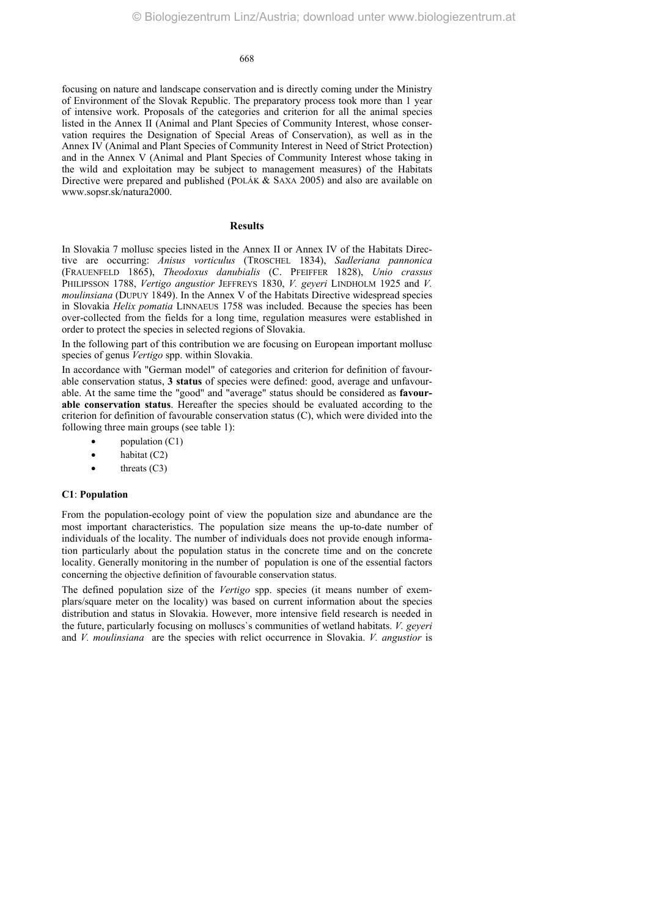focusing on nature and landscape conservation and is directly coming under the Ministry of Environment of the Slovak Republic. The preparatory process took more than 1 year of intensive work. Proposals of the categories and criterion for all the animal species listed in the Annex II (Animal and Plant Species of Community Interest, whose conservation requires the Designation of Special Areas of Conservation), as well as in the Annex IV (Animal and Plant Species of Community Interest in Need of Strict Protection) and in the Annex V (Animal and Plant Species of Community Interest whose taking in the wild and exploitation may be subject to management measures) of the Habitats Directive were prepared and published (POLÁK & SAXA 2005) and also are available on www.sopsr.sk/natura2000.

## Results

In Slovakia 7 mollusc species listed in the Annex II or Annex IV of the Habitats Directive are occurring: *Anisus vorticulus* (TROSCHEL 1834), *Sadleriana pannonica* (FRAUENFELD 1865), *Theodoxus danubialis* (C. PFEIFFER 1828), *Unio crassus* PHILIPSSON 1788, *Vertigo angustior* JEFFREYS 1830, *V. geyeri* LINDHOLM 1925 and *V. moulinsiana* (DUPUY 1849). In the Annex V of the Habitats Directive widespread species in Slovakia *Helix pomatia* LINNAEUS 1758 was included. Because the species has been over-collected from the fields for a long time, regulation measures were established in order to protect the species in selected regions of Slovakia.

In the following part of this contribution we are focusing on European important mollusc species of genus *Vertigo* spp. within Slovakia.

In accordance with "German model" of categories and criterion for definition of favourable conservation status, **3 status** of species were defined: good, average and unfavourable. At the same time the "good" and "average" status should be considered as **favourable conservation status**. Hereafter the species should be evaluated according to the criterion for definition of favourable conservation status (C), which were divided into the following three main groups (see table 1):

- population (C1)
- habitat (C2)
- threats (C3)

### C1: Population

From the population-ecology point of view the population size and abundance are the most important characteristics. The population size means the up-to-date number of individuals of the locality. The number of individuals does not provide enough information particularly about the population status in the concrete time and on the concrete locality. Generally monitoring in the number of population is one of the essential factors concerning the objective definition of favourable conservation status.

The defined population size of the *Vertigo* spp. species (it means number of exemplars/square meter on the locality) was based on current information about the species distribution and status in Slovakia. However, more intensive field research is needed in the future, particularly focusing on molluscs`s communities of wetland habitats. *V. geyeri* and *V. moulinsiana* are the species with relict occurrence in Slovakia. *V. angustior* is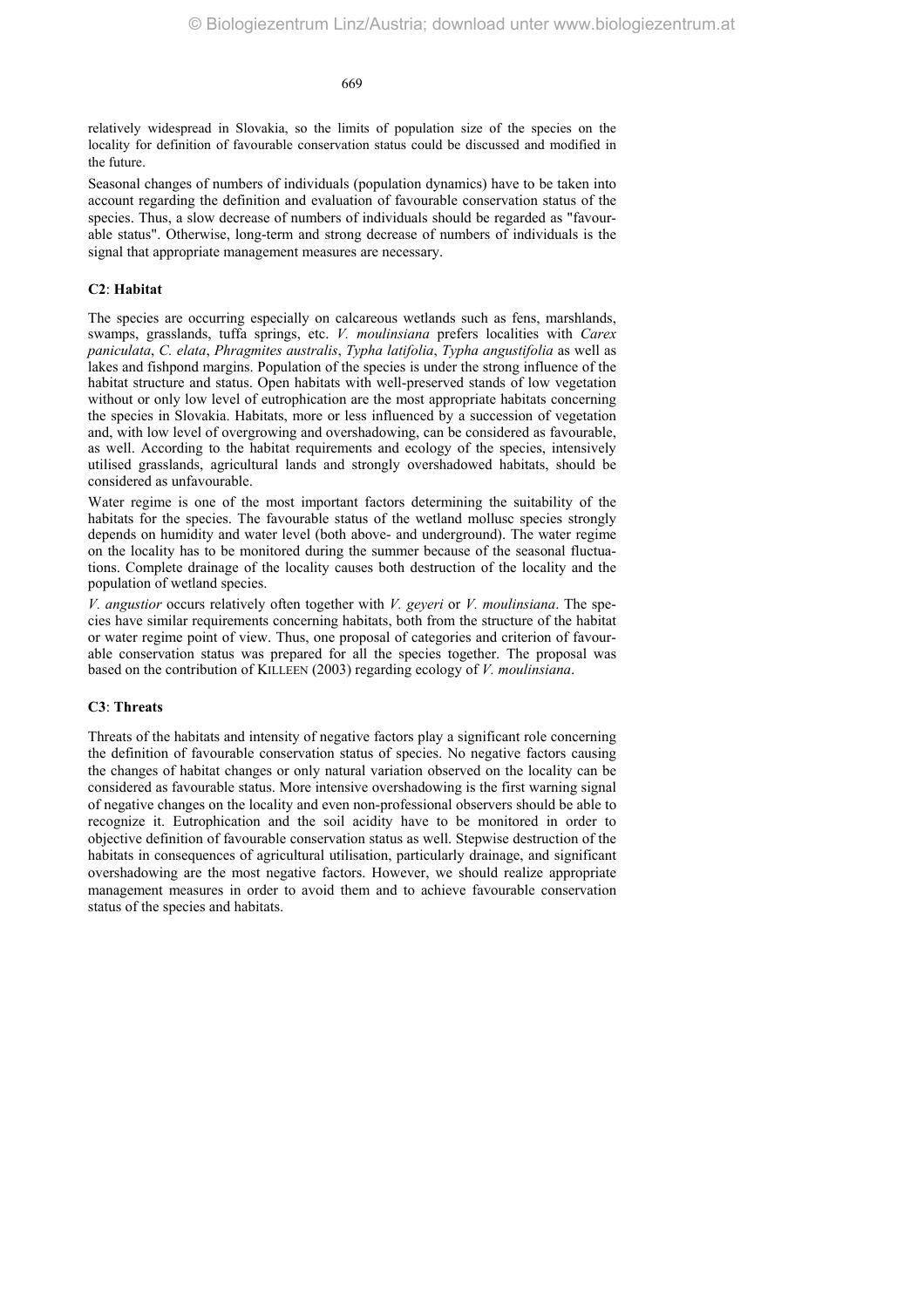relatively widespread in Slovakia, so the limits of population size of the species on the locality for definition of favourable conservation status could be discussed and modified in the future.

Seasonal changes of numbers of individuals (population dynamics) have to be taken into account regarding the definition and evaluation of favourable conservation status of the species. Thus, a slow decrease of numbers of individuals should be regarded as "favourable status". Otherwise, long-term and strong decrease of numbers of individuals is the signal that appropriate management measures are necessary.

### C2: Habitat

The species are occurring especially on calcareous wetlands such as fens, marshlands, swamps, grasslands, tuffa springs, etc. *V. moulinsiana* prefers localities with *Carex paniculata*, *C. elata*, *Phragmites australis*, *Typha latifolia*, *Typha angustifolia* as well as lakes and fishpond margins. Population of the species is under the strong influence of the habitat structure and status. Open habitats with well-preserved stands of low vegetation without or only low level of eutrophication are the most appropriate habitats concerning the species in Slovakia. Habitats, more or less influenced by a succession of vegetation and, with low level of overgrowing and overshadowing, can be considered as favourable, as well. According to the habitat requirements and ecology of the species, intensively utilised grasslands, agricultural lands and strongly overshadowed habitats, should be considered as unfavourable.

Water regime is one of the most important factors determining the suitability of the habitats for the species. The favourable status of the wetland mollusc species strongly depends on humidity and water level (both above- and underground). The water regime on the locality has to be monitored during the summer because of the seasonal fluctuations. Complete drainage of the locality causes both destruction of the locality and the population of wetland species.

*V. angustior* occurs relatively often together with *V. geyeri* or *V. moulinsiana*. The species have similar requirements concerning habitats, both from the structure of the habitat or water regime point of view. Thus, one proposal of categories and criterion of favourable conservation status was prepared for all the species together. The proposal was based on the contribution of KILLEEN (2003) regarding ecology of *V. moulinsiana*.

### C3: Threats

Threats of the habitats and intensity of negative factors play a significant role concerning the definition of favourable conservation status of species. No negative factors causing the changes of habitat changes or only natural variation observed on the locality can be considered as favourable status. More intensive overshadowing is the first warning signal of negative changes on the locality and even non-professional observers should be able to recognize it. Eutrophication and the soil acidity have to be monitored in order to objective definition of favourable conservation status as well. Stepwise destruction of the habitats in consequences of agricultural utilisation, particularly drainage, and significant overshadowing are the most negative factors. However, we should realize appropriate management measures in order to avoid them and to achieve favourable conservation status of the species and habitats.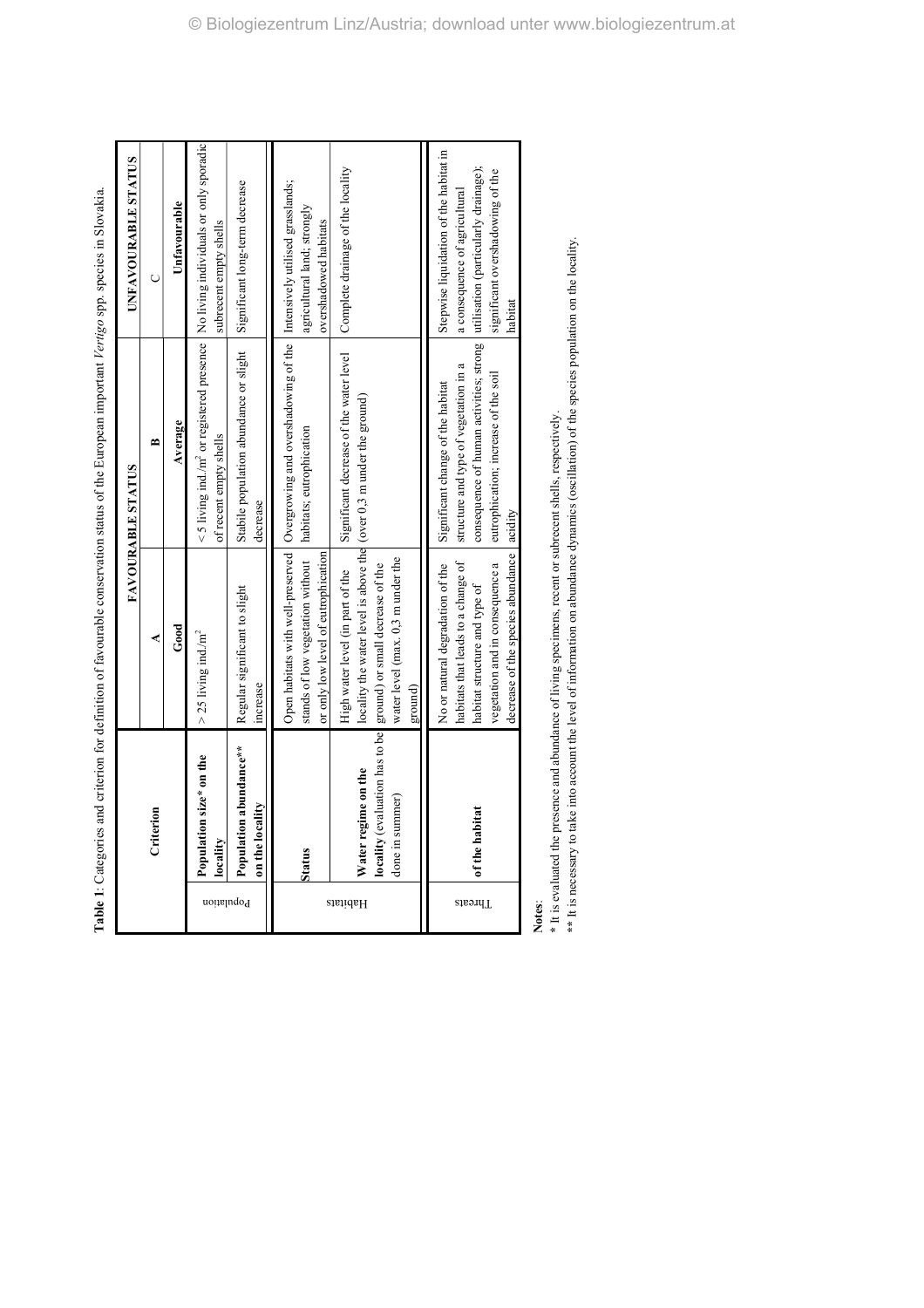**Table 1**: Categories and criterion for definition of favourable conservation status of the European important *Vertigo* spp. species in Slovakia.

| | Criterion | FAVOURABLE STATUS | | UNFAVOURABLE STATUS |
|---|---|---|---|---|
| | | A | B | C |
| | | Good | Average | Unfavourable |
| Population | **Population size* on the locality** | > 25 living ind./$m^2$ | < 5 living ind./$m^2$ or registered presence of recent empty shells | No living individuals or only sporadic subrecent empty shells |
| Population | **Population abundance** on the locality** | Regular significant to slight increase | Stabile population abundance or slight decrease | Significant long-term decrease |
| Habitats | **Status** | Open habitats with well-preserved stands of low vegetation without or only low level of eutrophication | Overgrowing and overshadowing of the habitats; eutrophication | Intensively utilised grasslands; agricultural land; strongly overshadowed habitats |
| Habitats | **Water regime on the locality** (evaluation has to be done in summer) | High water level (in part of the locality the water level is above the ground) or small decrease of the water level (max. 0.3 m under the ground) | Significant decrease of the water level (over 0,3 m under the ground) | Complete drainage of the locality |
| Threats | **of the habitat** | No or natural degradation of the habitats that leads to a change of habitat structure and type of vegetation and in consequence a decrease of the species abundance | Significant change of the habitat structure and type of vegetation in a consequence of human activities; strong eutrophication; increase of the soil acidity | Stepwise liquidation of the habitat in a consequence of agricultural utilisation (particularly drainage); significant overshadowing of the habitat |

**Notes**:

\* It is evaluated the presence and abundance of living specimens, recent or subrecent shells, respectively.

** It is necessary to take into account the level of information on abundance dynamics (oscillation) of the species population on the locality.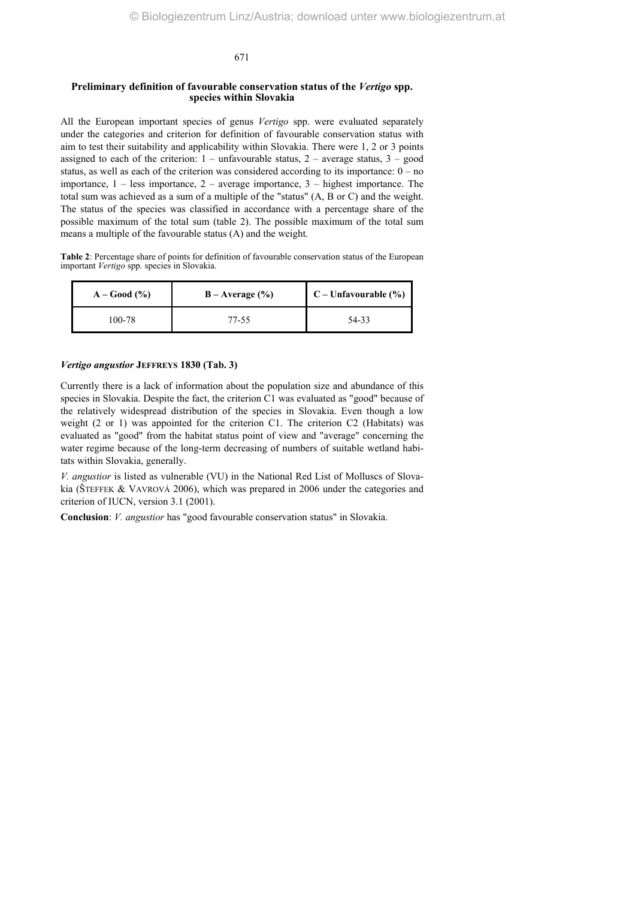## Preliminary definition of favourable conservation status of the *Vertigo* spp. species within Slovakia

All the European important species of genus *Vertigo* spp. were evaluated separately under the categories and criterion for definition of favourable conservation status with aim to test their suitability and applicability within Slovakia. There were 1, 2 or 3 points assigned to each of the criterion: 1 – unfavourable status, 2 – average status, 3 – good status, as well as each of the criterion was considered according to its importance: 0 – no importance, 1 – less importance, 2 – average importance, 3 – highest importance. The total sum was achieved as a sum of a multiple of the "status" (A, B or C) and the weight. The status of the species was classified in accordance with a percentage share of the possible maximum of the total sum (table 2). The possible maximum of the total sum means a multiple of the favourable status (A) and the weight.

**Table 2**: Percentage share of points for definition of favourable conservation status of the European important *Vertigo* spp. species in Slovakia.

| A – Good (%) | B – Average (%) | C – Unfavourable (%) |
|---|---|---|
| 100-78 | 77-55 | 54-33 |

### *Vertigo angustior* Jeffreys 1830 (Tab. 3)

Currently there is a lack of information about the population size and abundance of this species in Slovakia. Despite the fact, the criterion C1 was evaluated as "good" because of the relatively widespread distribution of the species in Slovakia. Even though a low weight (2 or 1) was appointed for the criterion C1. The criterion C2 (Habitats) was evaluated as "good" from the habitat status point of view and "average" concerning the water regime because of the long-term decreasing of numbers of suitable wetland habitats within Slovakia, generally.

*V. angustior* is listed as vulnerable (VU) in the National Red List of Molluscs of Slovakia (Šteffek & Vavrová 2006), which was prepared in 2006 under the categories and criterion of IUCN, version 3.1 (2001).

**Conclusion**: *V. angustior* has "good favourable conservation status" in Slovakia.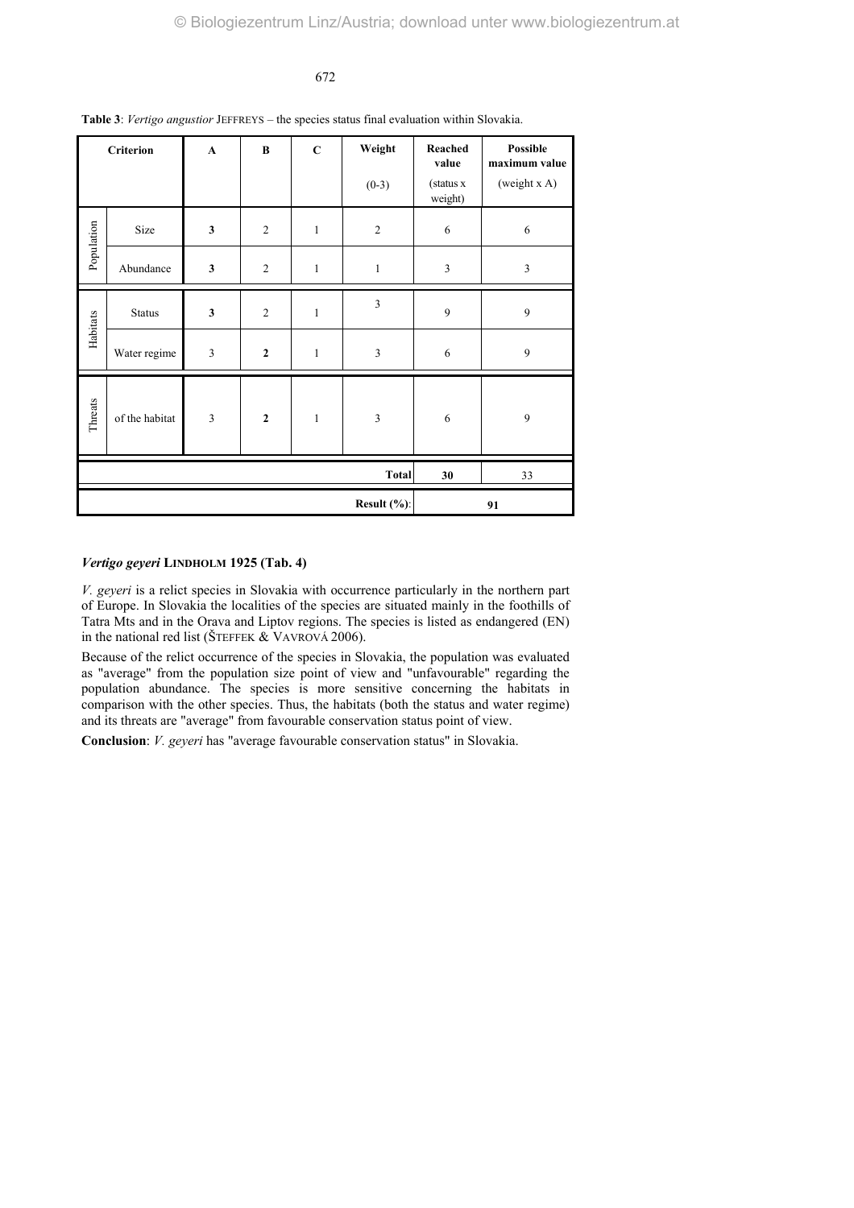**Table 3**: *Vertigo angustior* JEFFREYS – the species status final evaluation within Slovakia.

| Criterion | | A | B | C | Weight (0-3) | Reached value (status x weight) | Possible maximum value (weight x A) |
|---|---|---|---|---|---|---|---|
| Population | Size | **3** | 2 | 1 | 2 | 6 | 6 |
| | Abundance | **3** | 2 | 1 | 1 | 3 | 3 |
| Habitats | Status | **3** | 2 | 1 | 3 | 9 | 9 |
| | Water regime | 3 | **2** | 1 | 3 | 6 | 9 |
| Threats | of the habitat | 3 | **2** | 1 | 3 | 6 | 9 |
| | | | | | **Total** | **30** | 33 |
| | | | | | **Result (%)**: | **91** | |

### *Vertigo geyeri* LINDHOLM 1925 (Tab. 4)

*V. geyeri* is a relict species in Slovakia with occurrence particularly in the northern part of Europe. In Slovakia the localities of the species are situated mainly in the foothills of Tatra Mts and in the Orava and Liptov regions. The species is listed as endangered (EN) in the national red list (ŠTEFFEK & VAVROVÁ 2006).

Because of the relict occurrence of the species in Slovakia, the population was evaluated as "average" from the population size point of view and "unfavourable" regarding the population abundance. The species is more sensitive concerning the habitats in comparison with the other species. Thus, the habitats (both the status and water regime) and its threats are "average" from favourable conservation status point of view.

**Conclusion**: *V. geyeri* has "average favourable conservation status" in Slovakia.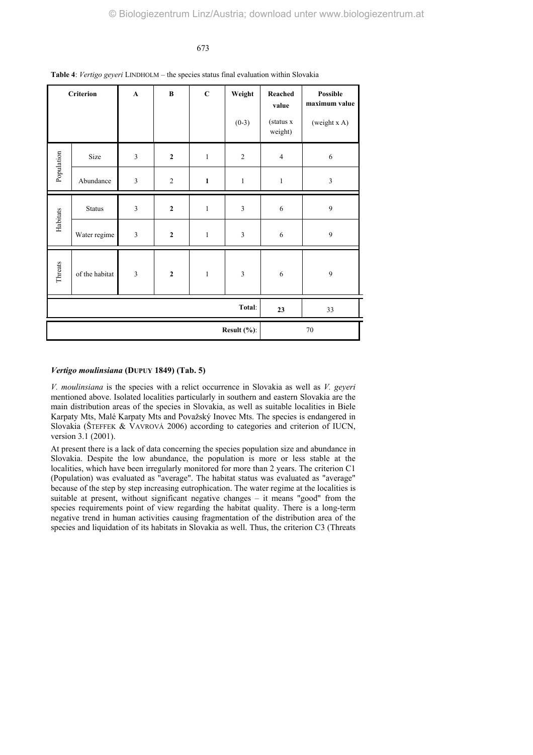**Table 4**: *Vertigo geyeri* LINDHOLM – the species status final evaluation within Slovakia

| Criterion | | A | B | C | Weight (0-3) | Reached value (status x weight) | Possible maximum value (weight x A) |
|---|---|---|---|---|---|---|---|
| Population | Size | 3 | **2** | 1 | 2 | 4 | 6 |
| | Abundance | 3 | 2 | **1** | 1 | 1 | 3 |
| Habitats | Status | 3 | **2** | 1 | 3 | 6 | 9 |
| | Water regime | 3 | **2** | 1 | 3 | 6 | 9 |
| Threats | of the habitat | 3 | **2** | 1 | 3 | 6 | 9 |
| | | | | | **Total**: | **23** | 33 |
| | | | | | **Result (%)**: | 70 | |

### *Vertigo moulinsiana* (DUPUY 1849) (Tab. 5)

*V. moulinsiana* is the species with a relict occurrence in Slovakia as well as *V. geyeri* mentioned above. Isolated localities particularly in southern and eastern Slovakia are the main distribution areas of the species in Slovakia, as well as suitable localities in Biele Karpaty Mts, Malé Karpaty Mts and Považský Inovec Mts. The species is endangered in Slovakia (ŠTEFFEK & VAVROVÁ 2006) according to categories and criterion of IUCN, version 3.1 (2001).

At present there is a lack of data concerning the species population size and abundance in Slovakia. Despite the low abundance, the population is more or less stable at the localities, which have been irregularly monitored for more than 2 years. The criterion C1 (Population) was evaluated as "average". The habitat status was evaluated as "average" because of the step by step increasing eutrophication. The water regime at the localities is suitable at present, without significant negative changes – it means "good" from the species requirements point of view regarding the habitat quality. There is a long-term negative trend in human activities causing fragmentation of the distribution area of the species and liquidation of its habitats in Slovakia as well. Thus, the criterion C3 (Threats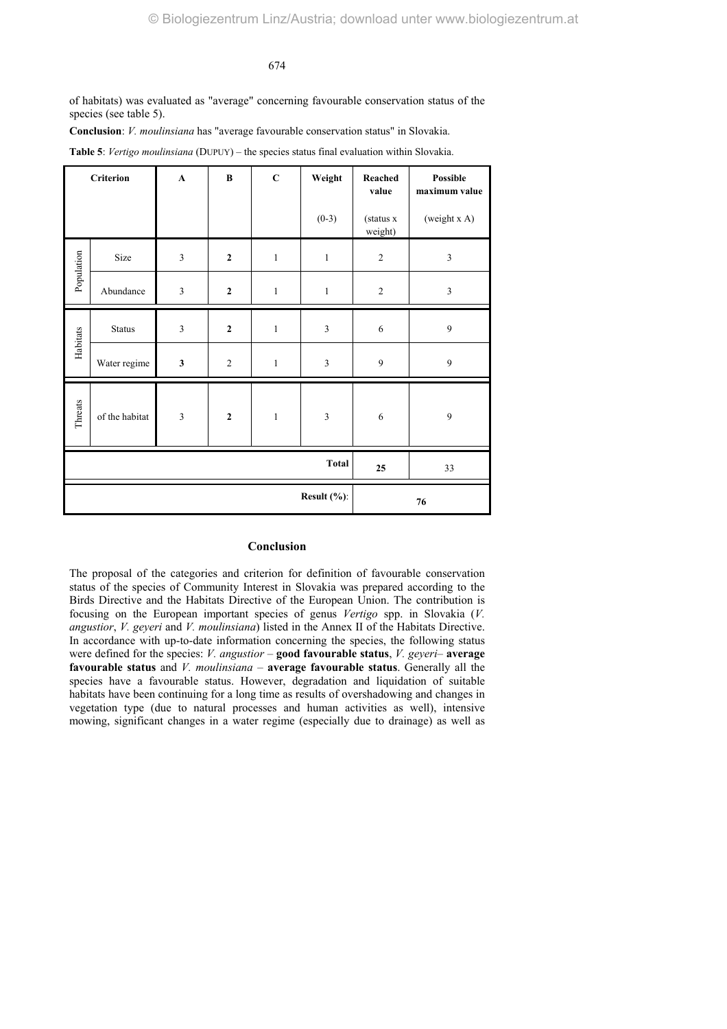of habitats) was evaluated as "average" concerning favourable conservation status of the species (see table 5).

**Conclusion**: *V. moulinsiana* has "average favourable conservation status" in Slovakia.

**Table 5**: *Vertigo moulinsiana* (DUPUY) – the species status final evaluation within Slovakia.

| Criterion | | A | B | C | Weight (0-3) | Reached value (status x weight) | Possible maximum value (weight x A) |
|---|---|---|---|---|---|---|---|
| Population | Size | 3 | **2** | 1 | 1 | 2 | 3 |
| | Abundance | 3 | **2** | 1 | 1 | 2 | 3 |
| Habitats | Status | 3 | **2** | 1 | 3 | 6 | 9 |
| | Water regime | **3** | 2 | 1 | 3 | 9 | 9 |
| Threats | of the habitat | 3 | **2** | 1 | 3 | 6 | 9 |
| | | | | | **Total** | **25** | 33 |
| | | | | | **Result (%)**: | **76** | |

## Conclusion

The proposal of the categories and criterion for definition of favourable conservation status of the species of Community Interest in Slovakia was prepared according to the Birds Directive and the Habitats Directive of the European Union. The contribution is focusing on the European important species of genus *Vertigo* spp. in Slovakia (*V. angustior*, *V. geyeri* and *V. moulinsiana*) listed in the Annex II of the Habitats Directive. In accordance with up-to-date information concerning the species, the following status were defined for the species: *V. angustior* – **good favourable status**, *V. geyeri*– **average favourable status** and *V. moulinsiana* – **average favourable status**. Generally all the species have a favourable status. However, degradation and liquidation of suitable habitats have been continuing for a long time as results of overshadowing and changes in vegetation type (due to natural processes and human activities as well), intensive mowing, significant changes in a water regime (especially due to drainage) as well as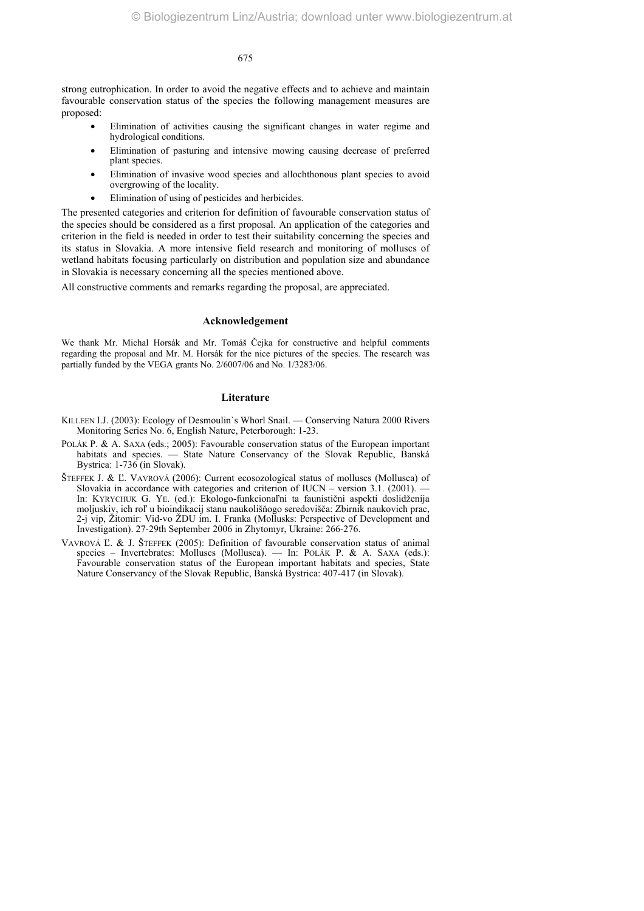strong eutrophication. In order to avoid the negative effects and to achieve and maintain favourable conservation status of the species the following management measures are proposed:

- Elimination of activities causing the significant changes in water regime and hydrological conditions.
- Elimination of pasturing and intensive mowing causing decrease of preferred plant species.
- Elimination of invasive wood species and allochthonous plant species to avoid overgrowing of the locality.
- Elimination of using of pesticides and herbicides.

The presented categories and criterion for definition of favourable conservation status of the species should be considered as a first proposal. An application of the categories and criterion in the field is needed in order to test their suitability concerning the species and its status in Slovakia. A more intensive field research and monitoring of molluscs of wetland habitats focusing particularly on distribution and population size and abundance in Slovakia is necessary concerning all the species mentioned above.

All constructive comments and remarks regarding the proposal, are appreciated.

## Acknowledgement

We thank Mr. Michal Horsák and Mr. Tomáš Čejka for constructive and helpful comments regarding the proposal and Mr. M. Horsák for the nice pictures of the species. The research was partially funded by the VEGA grants No. 2/6007/06 and No. 1/3283/06.

## Literature

KILLEEN I.J. (2003): Ecology of Desmoulin`s Whorl Snail. — Conserving Natura 2000 Rivers Monitoring Series No. 6, English Nature, Peterborough: 1-23.

POLÁK P. & A. SAXA (eds.; 2005): Favourable conservation status of the European important habitats and species. — State Nature Conservancy of the Slovak Republic, Banská Bystrica: 1-736 (in Slovak).

ŠTEFFEK J. & Ľ. VAVROVÁ (2006): Current ecosozological status of molluscs (Mollusca) of Slovakia in accordance with categories and criterion of IUCN – version 3.1. (2001). — In: KYRYCHUK G. YE. (ed.): Ekologo-funkcionaľni ta faunistični aspekti doslidženija moljuskiv, ich roľ u bioindikacij stanu naukolišňogo seredovišča: Zbirnik naukovich prac, 2-j vip, Žitomir: Vid-vo ŽDU im. I. Franka (Mollusks: Perspective of Development and Investigation). 27-29th September 2006 in Zhytomyr, Ukraine: 266-276.

VAVROVÁ Ľ. & J. ŠTEFFEK (2005): Definition of favourable conservation status of animal species – Invertebrates: Molluscs (Mollusca). — In: POLÁK P. & A. SAXA (eds.): Favourable conservation status of the European important habitats and species, State Nature Conservancy of the Slovak Republic, Banská Bystrica: 407-417 (in Slovak).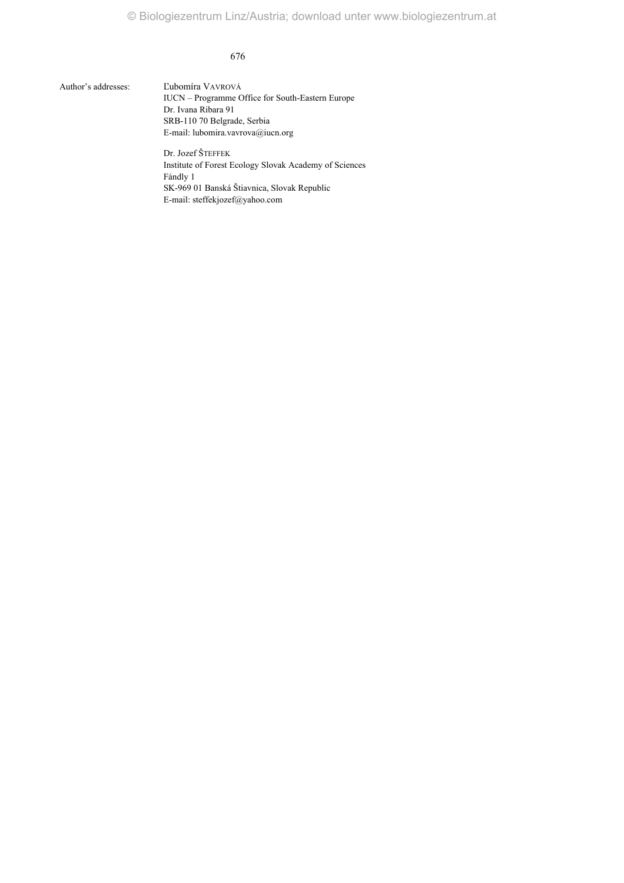Author's addresses:

Ľubomíra VAVROVÁ
IUCN – Programme Office for South-Eastern Europe
Dr. Ivana Ribara 91
SRB-110 70 Belgrade, Serbia
E-mail: lubomira.vavrova@iucn.org

Dr. Jozef ŠTEFFEK
Institute of Forest Ecology Slovak Academy of Sciences
Fándly 1
SK-969 01 Banská Štiavnica, Slovak Republic
E-mail: steffekjozef@yahoo.com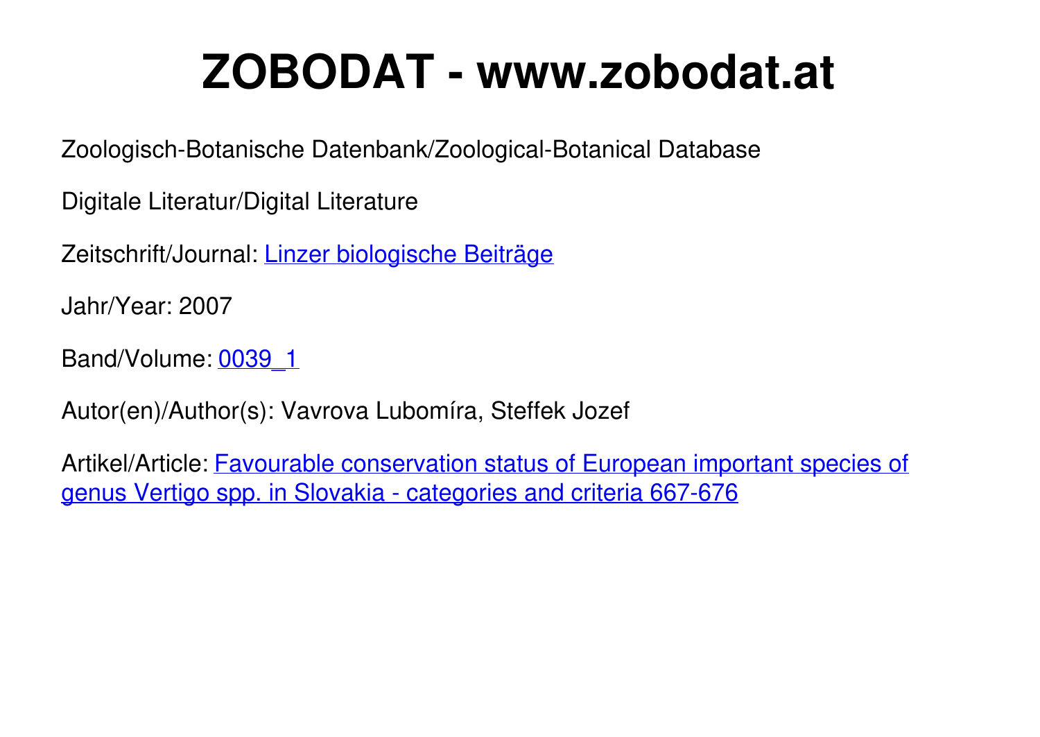# ZOBODAT - www.zobodat.at

Zoologisch-Botanische Datenbank/Zoological-Botanical Database

Digitale Literatur/Digital Literature

Zeitschrift/Journal: Linzer biologische Beiträge

Jahr/Year: 2007

Band/Volume: 0039_1

Autor(en)/Author(s): Vavrova Lubomíra, Steffek Jozef

Artikel/Article: Favourable conservation status of European important species of genus Vertigo spp. in Slovakia - categories and criteria 667-676